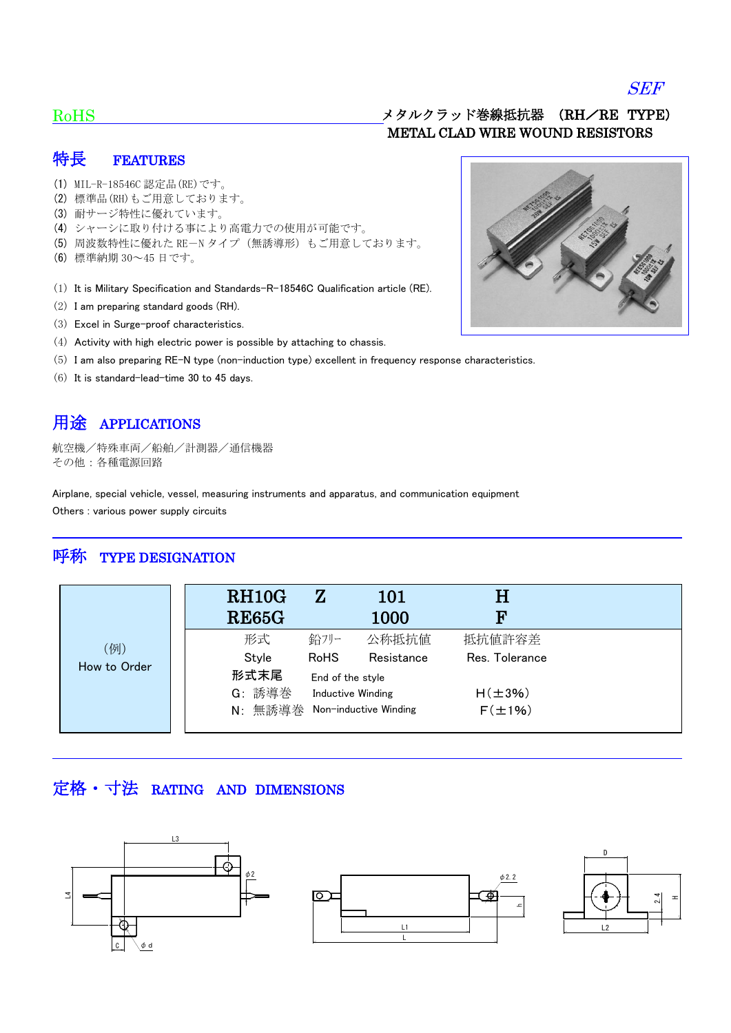*SEF*

RoHS

**メタルクラッド巻線抵抗器　(RH／RE TYPE)**
**METAL CLAD WIRE WOUND RESISTORS**

## 特長　FEATURES

(1) MIL-R-18546C 認定品(RE)です。
(2) 標準品(RH)もご用意しております。
(3) 耐サージ特性に優れています。
(4) シャーシに取り付ける事により高電力での使用が可能です。
(5) 周波数特性に優れた RE－N タイプ（無誘導形）もご用意しております。
(6) 標準納期 30～45 日です。

(1) It is Military Specification and Standards-R-18546C Qualification article (RE).
(2) I am preparing standard goods (RH).
(3) Excel in Surge-proof characteristics.
(4) Activity with high electric power is possible by attaching to chassis.
(5) I am also preparing RE-N type (non-induction type) excellent in frequency response characteristics.
(6) It is standard-lead-time 30 to 45 days.

## 用途　APPLICATIONS

航空機／特殊車両／船舶／計測器／通信機器
その他：各種電源回路

Airplane, special vehicle, vessel, measuring instruments and apparatus, and communication equipment
Others : various power supply circuits

## 呼称　TYPE DESIGNATION

| (例) How to Order | RH10G / RE65G | Z | 101 / 1000 | H / F |
|---|---|---|---|---|
| | 形式 Style | 鉛フリー RoHS | 公称抵抗値 Resistance | 抵抗値許容差 Res. Tolerance |
| | 形式末尾 End of the style | | | |
| | G: 誘導巻 Inductive Winding | | | H(±3%) |
| | N: 無誘導巻 Non-inductive Winding | | | F(±1%) |

## 定格・寸法　RATING AND DIMENSIONS

L3, L4, C, φd, φ2, φ2.2, L1, L, h, D, 2.4, H, L2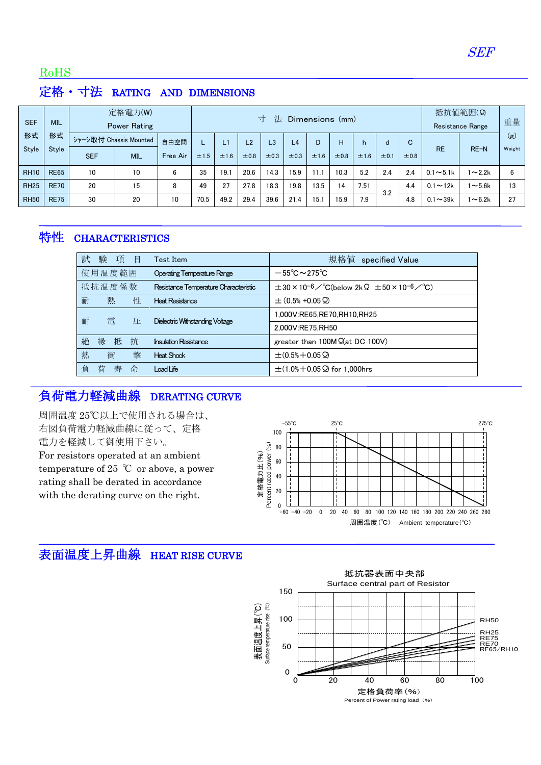*SEF*

RoHS

## 定格・寸法　RATING　AND　DIMENSIONS

| SEF 形式 Style | MIL 形式 Style | 定格電力(W) Power Rating | | | 寸　法　Dimensions (mm) | | | | | | | | | | 抵抗値範囲(Ω) Resistance Range | | 重量 (g) Weight |
|---|---|---|---|---|---|---|---|---|---|---|---|---|---|---|---|---|---|
| | | ｼｬｰｼ取付 Chassis Mounted | | 自由空間 | L | L1 | L2 | L3 | L4 | D | H | h | d | C | RE | RE-N | |
| | | SEF | MIL | Free Air | ±1.5 | ±1.6 | ±0.8 | ±0.3 | ±0.3 | ±1.6 | ±0.8 | ±1.6 | ±0.1 | ±0.8 | | | |
| RH10 | RE65 | 10 | 10 | 6 | 35 | 19.1 | 20.6 | 14.3 | 15.9 | 11.1 | 10.3 | 5.2 | 2.4 | 2.4 | 0.1～5.1k | 1～2.2k | 6 |
| RH25 | RE70 | 20 | 15 | 8 | 49 | 27 | 27.8 | 18.3 | 19.8 | 13.5 | 14 | 7.51 | 3.2 | 4.4 | 0.1～12k | 1～5.6k | 13 |
| RH50 | RE75 | 30 | 20 | 10 | 70.5 | 49.2 | 29.4 | 39.6 | 21.4 | 15.1 | 15.9 | 7.9 | | 4.8 | 0.1～39k | 1～6.2k | 27 |

## 特性　CHARACTERISTICS

| 試　験　項　目 | Test Item | 規格値　specified Value |
|---|---|---|
| 使用温度範囲 | Operating Temperature Range | －55℃～275℃ |
| 抵抗温度係数 | Resistance Temperature Characteristic | $\pm 30\times10^{-6}$／℃(below 2kΩ　$\pm 50\times10^{-6}$／℃) |
| 耐　　熱　　性 | Heat Resistance | ±(0.5% +0.05Ω) |
| 耐　　電　　圧 | Dielectric Withstanding Voltage | 1,000V:RE65,RE70,RH10,RH25<br>2,000V:RE75,RH50 |
| 絶　縁　抵　抗 | Insulation Resistance | greater than 100MΩ(at DC 100V) |
| 熱　　衝　　撃 | Heat Shock | ±(0.5%＋0.05Ω) |
| 負　荷　寿　命 | Load Life | ±(1.0%＋0.05Ω) for 1,000hrs |

## 負荷電力軽減曲線　DERATING CURVE

周囲温度 25℃以上で使用される場合は、右図負荷電力軽減曲線に従って、定格電力を軽減して御使用下さい。

For resistors operated at an ambient temperature of 25 ℃ or above, a power rating shall be derated in accordance with the derating curve on the right.

-55℃　25℃　275℃

定格電力比 (%)　Percent of rated power (%)

100　80　60　40　20　0

-60 -40 -20 0 20 40 60 80 100 120 140 160 180 200 220 240 260 280

周囲温度(℃)　Ambient temperature(℃)

## 表面温度上昇曲線　HEAT RISE CURVE

抵抗器表面中央部
Surface central part of Resistor

表面温度上昇(℃)　Surface temperature rise (℃)

150　100　50　0

RH50
RH25
RE75
RE70
RE65/RH10

0　20　40　60　80　100

定格負荷率(%)
Percent of Power rating load (%)